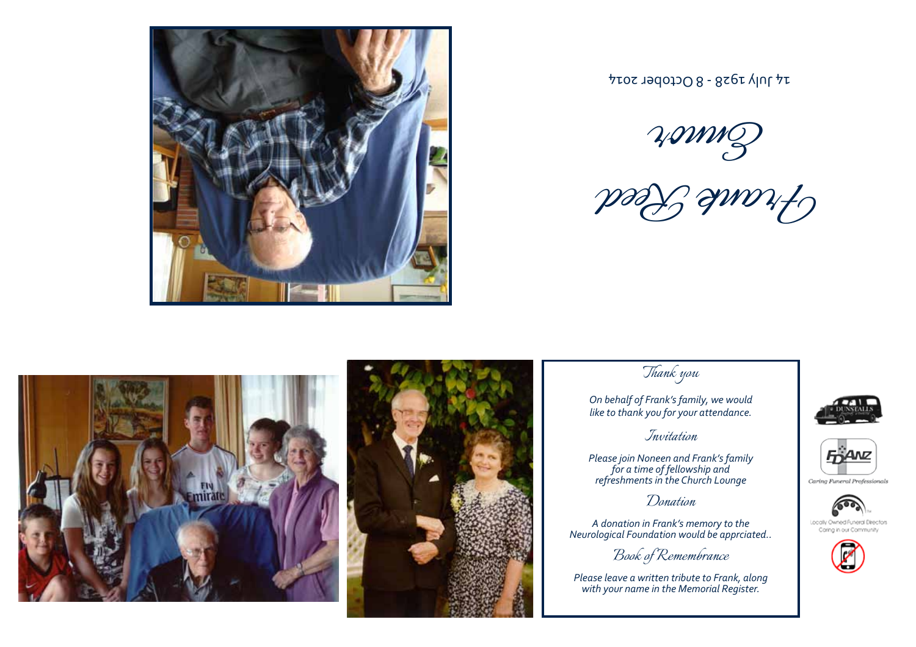# Frank Reed

## Emmer

14 July 1928 - 8 October 2014

## Thank you

*On behalf of Frank's family, we would like to thank you for your attendance.*

## Invitation

*Please join Noneen and Frank's family for a time of fellowship and refreshments in the Church Lounge*

## Donation

*A donation in Frank's memory to the Neurological Foundation would be apprciated..*

## Book of Remembrance

*Please leave a written tribute to Frank, along with your name in the Memorial Register.*

DUNSTALLS

FDANZ

Caring Funeral Professionals

Locally Owned Funeral Directors Caring in our Community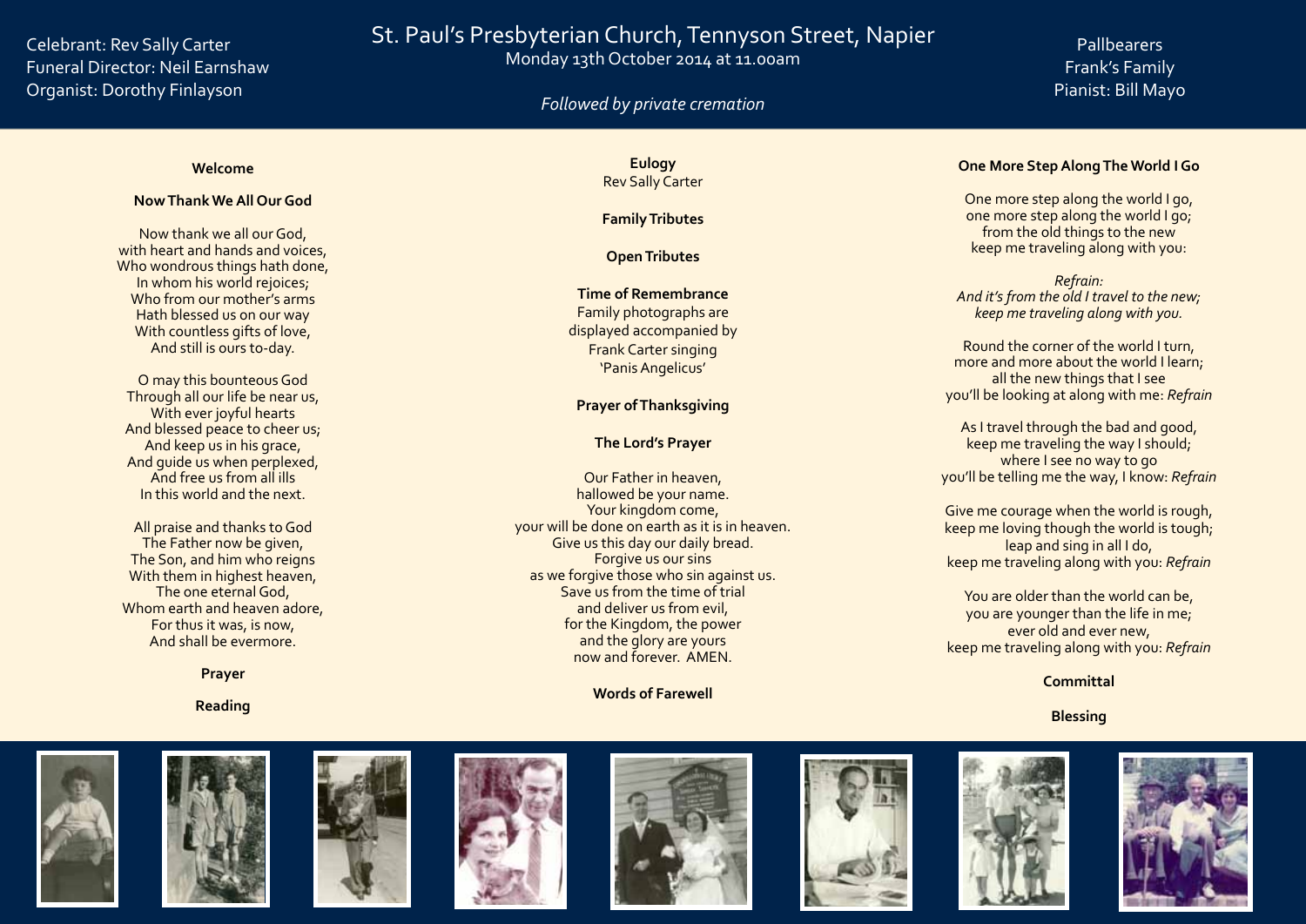Celebrant: Rev Sally Carter
Funeral Director: Neil Earnshaw
Organist: Dorothy Finlayson

# St. Paul's Presbyterian Church, Tennyson Street, Napier

Monday 13th October 2014 at 11.00am

*Followed by private cremation*

Pallbearers
Frank's Family
Pianist: Bill Mayo

**Welcome**

**Now Thank We All Our God**

Now thank we all our God,
with heart and hands and voices,
Who wondrous things hath done,
In whom his world rejoices;
Who from our mother's arms
Hath blessed us on our way
With countless gifts of love,
And still is ours to-day.

O may this bounteous God
Through all our life be near us,
With ever joyful hearts
And blessed peace to cheer us;
And keep us in his grace,
And guide us when perplexed,
And free us from all ills
In this world and the next.

All praise and thanks to God
The Father now be given,
The Son, and him who reigns
With them in highest heaven,
The one eternal God,
Whom earth and heaven adore,
For thus it was, is now,
And shall be evermore.

**Prayer**

**Reading**

**Eulogy**
Rev Sally Carter

**Family Tributes**

**Open Tributes**

**Time of Remembrance**
Family photographs are
displayed accompanied by
Frank Carter singing
'Panis Angelicus'

**Prayer of Thanksgiving**

**The Lord's Prayer**

Our Father in heaven,
hallowed be your name.
Your kingdom come,
your will be done on earth as it is in heaven.
Give us this day our daily bread.
Forgive us our sins
as we forgive those who sin against us.
Save us from the time of trial
and deliver us from evil,
for the Kingdom, the power
and the glory are yours
now and forever. AMEN.

**Words of Farewell**

**One More Step Along The World I Go**

One more step along the world I go,
one more step along the world I go;
from the old things to the new
keep me traveling along with you:

*Refrain:*
*And it's from the old I travel to the new;*
*keep me traveling along with you.*

Round the corner of the world I turn,
more and more about the world I learn;
all the new things that I see
you'll be looking at along with me: *Refrain*

As I travel through the bad and good,
keep me traveling the way I should;
where I see no way to go
you'll be telling me the way, I know: *Refrain*

Give me courage when the world is rough,
keep me loving though the world is tough;
leap and sing in all I do,
keep me traveling along with you: *Refrain*

You are older than the world can be,
you are younger than the life in me;
ever old and ever new,
keep me traveling along with you: *Refrain*

**Committal**

**Blessing**